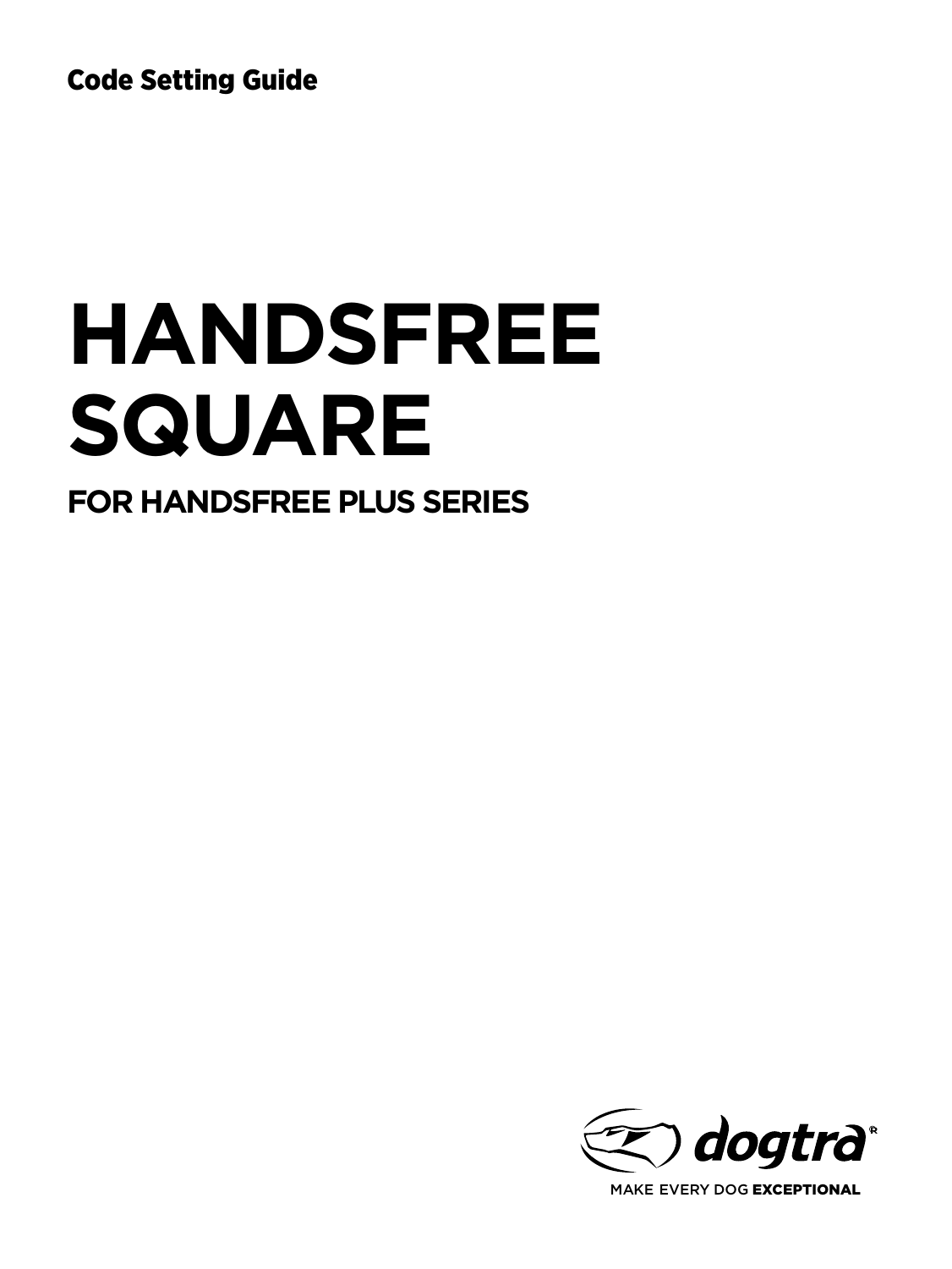Code Setting Guide

# HANDSFREE SQUARE

## FOR HANDSFREE PLUS SERIES

dogtra®

MAKE EVERY DOG **EXCEPTIONAL**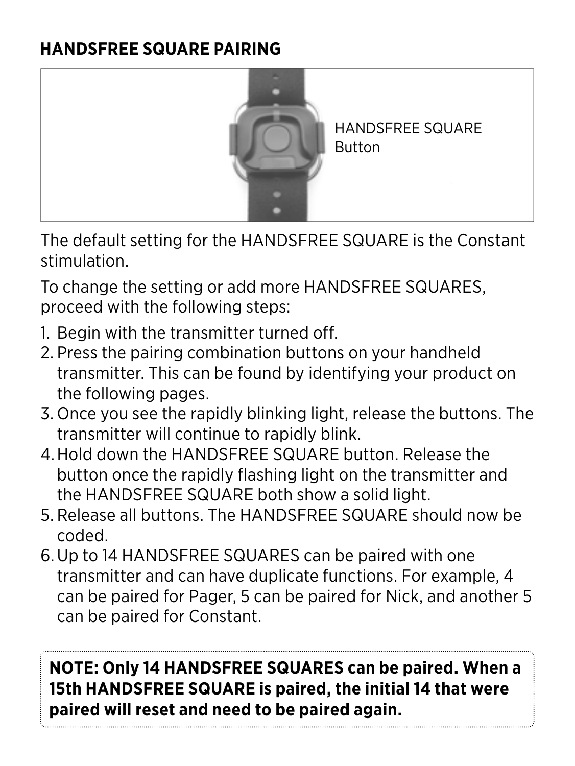## HANDSFREE SQUARE PAIRING

HANDSFREE SQUARE Button

The default setting for the HANDSFREE SQUARE is the Constant stimulation.

To change the setting or add more HANDSFREE SQUARES, proceed with the following steps:

1. Begin with the transmitter turned off.
2. Press the pairing combination buttons on your handheld transmitter. This can be found by identifying your product on the following pages.
3. Once you see the rapidly blinking light, release the buttons. The transmitter will continue to rapidly blink.
4. Hold down the HANDSFREE SQUARE button. Release the button once the rapidly flashing light on the transmitter and the HANDSFREE SQUARE both show a solid light.
5. Release all buttons. The HANDSFREE SQUARE should now be coded.
6. Up to 14 HANDSFREE SQUARES can be paired with one transmitter and can have duplicate functions. For example, 4 can be paired for Pager, 5 can be paired for Nick, and another 5 can be paired for Constant.

**NOTE: Only 14 HANDSFREE SQUARES can be paired. When a 15th HANDSFREE SQUARE is paired, the initial 14 that were paired will reset and need to be paired again.**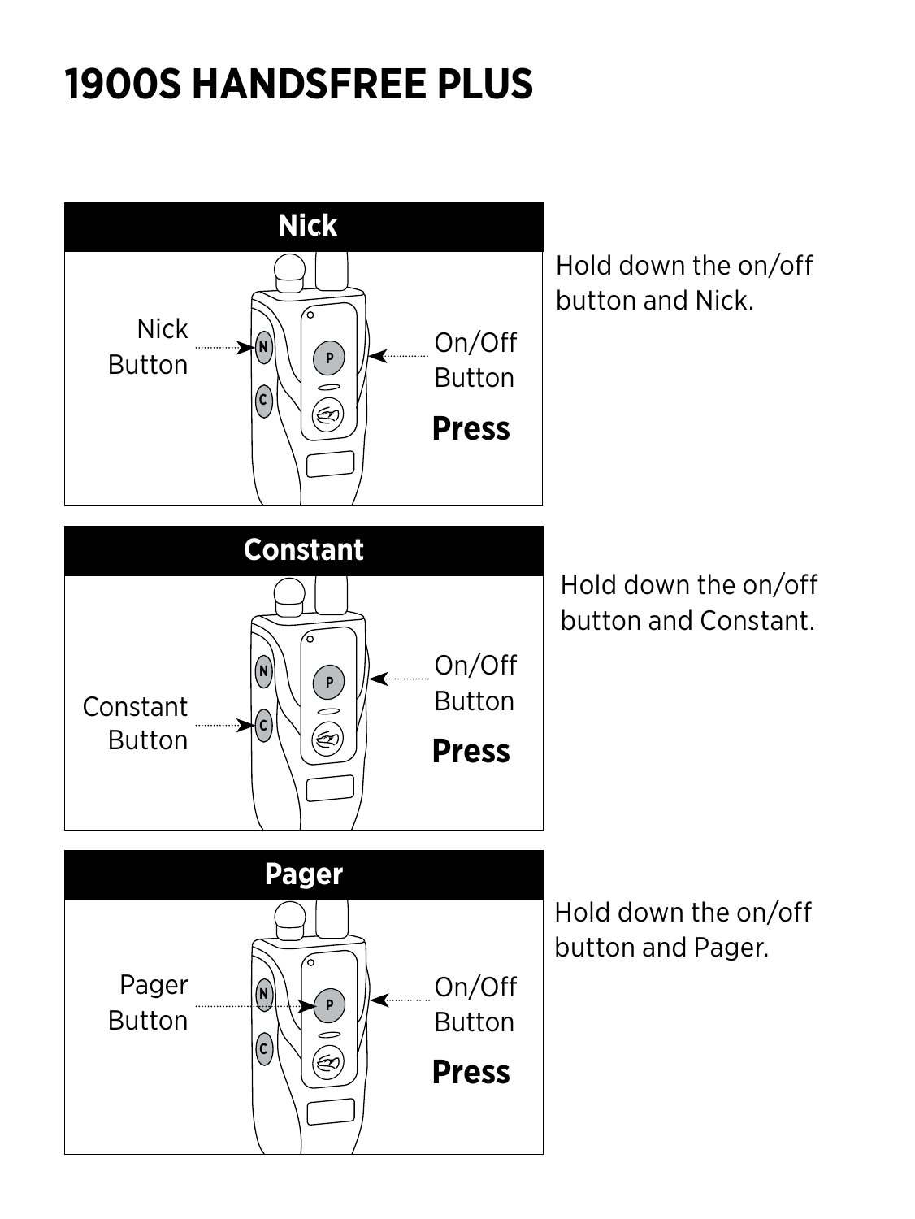# 1900S HANDSFREE PLUS

## Nick

Nick Button

On/Off Button

**Press**

Hold down the on/off button and Nick.

## Constant

Constant Button

On/Off Button

**Press**

Hold down the on/off button and Constant.

## Pager

Pager Button

On/Off Button

**Press**

Hold down the on/off button and Pager.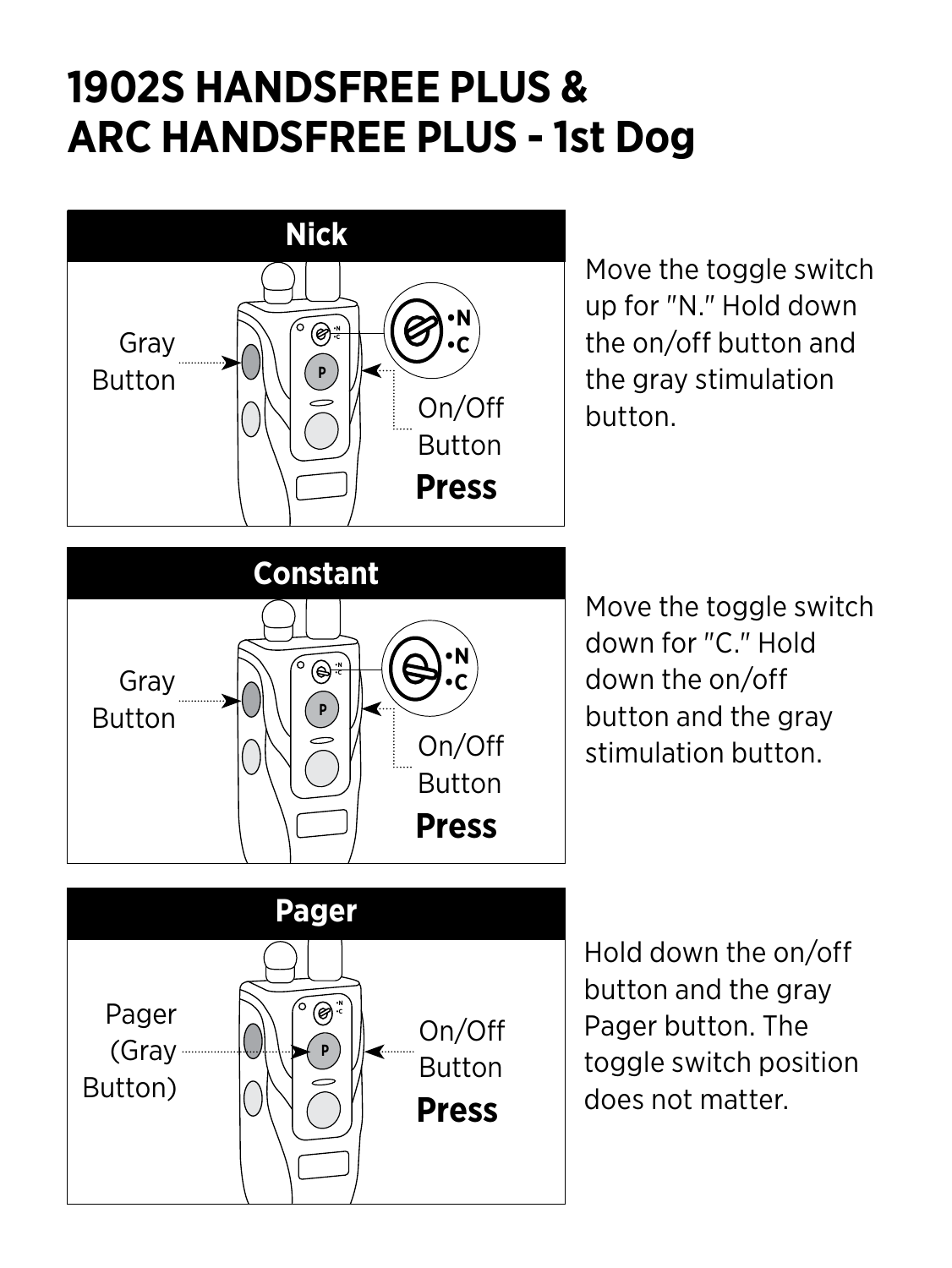# 1902S HANDSFREE PLUS & ARC HANDSFREE PLUS - 1st Dog

## Nick

Gray Button

•N
•C

On/Off Button

**Press**

Move the toggle switch up for "N." Hold down the on/off button and the gray stimulation button.

## Constant

Gray Button

•N
•C

On/Off Button

**Press**

Move the toggle switch down for "C." Hold down the on/off button and the gray stimulation button.

## Pager

Pager (Gray Button)

On/Off Button

**Press**

Hold down the on/off button and the gray Pager button. The toggle switch position does not matter.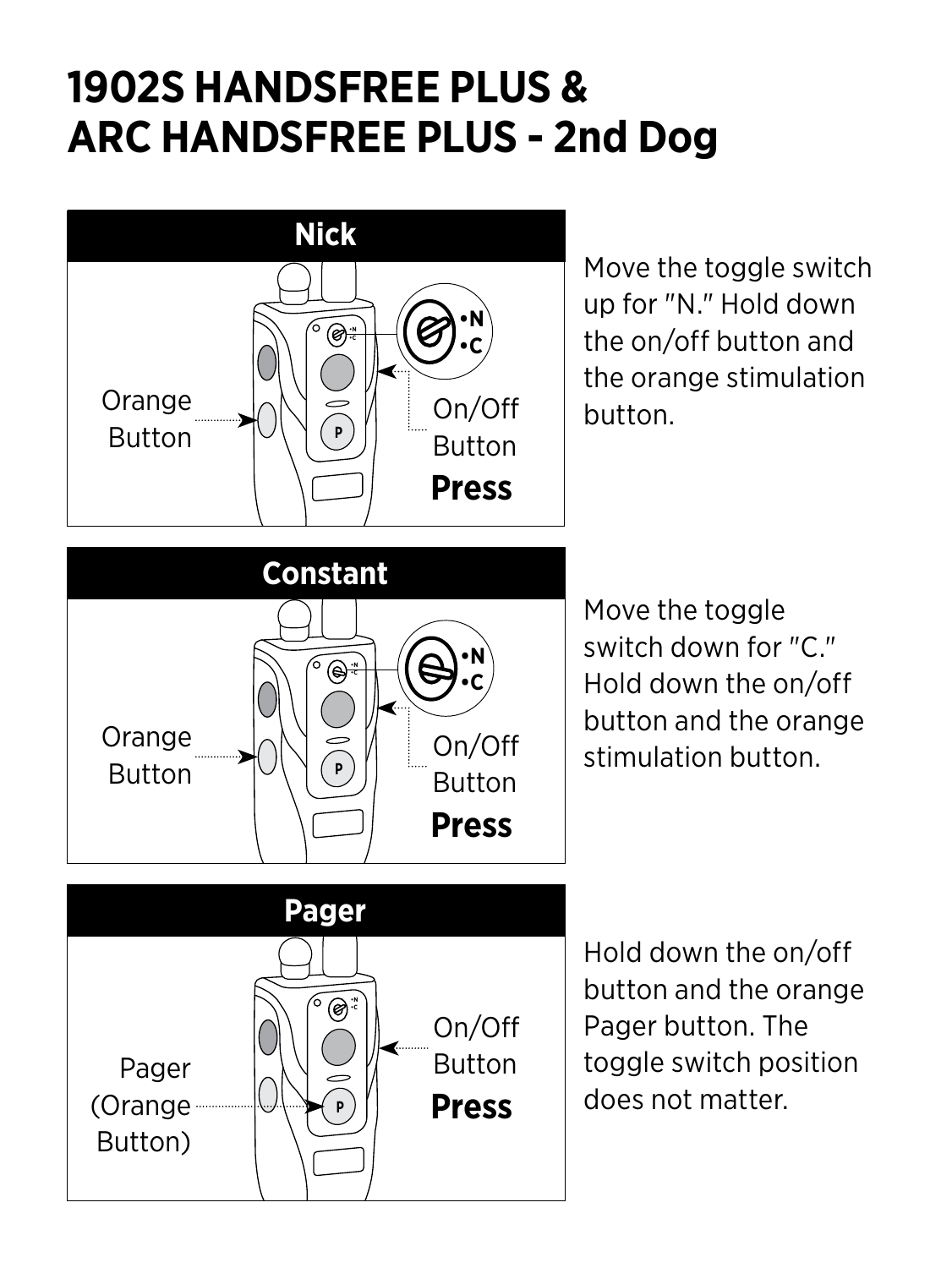# 1902S HANDSFREE PLUS & ARC HANDSFREE PLUS - 2nd Dog

## Nick

Orange Button

On/Off Button

**Press**

Move the toggle switch up for "N." Hold down the on/off button and the orange stimulation button.

## Constant

Orange Button

On/Off Button

**Press**

Move the toggle switch down for "C." Hold down the on/off button and the orange stimulation button.

## Pager

Pager (Orange Button)

On/Off Button

**Press**

Hold down the on/off button and the orange Pager button. The toggle switch position does not matter.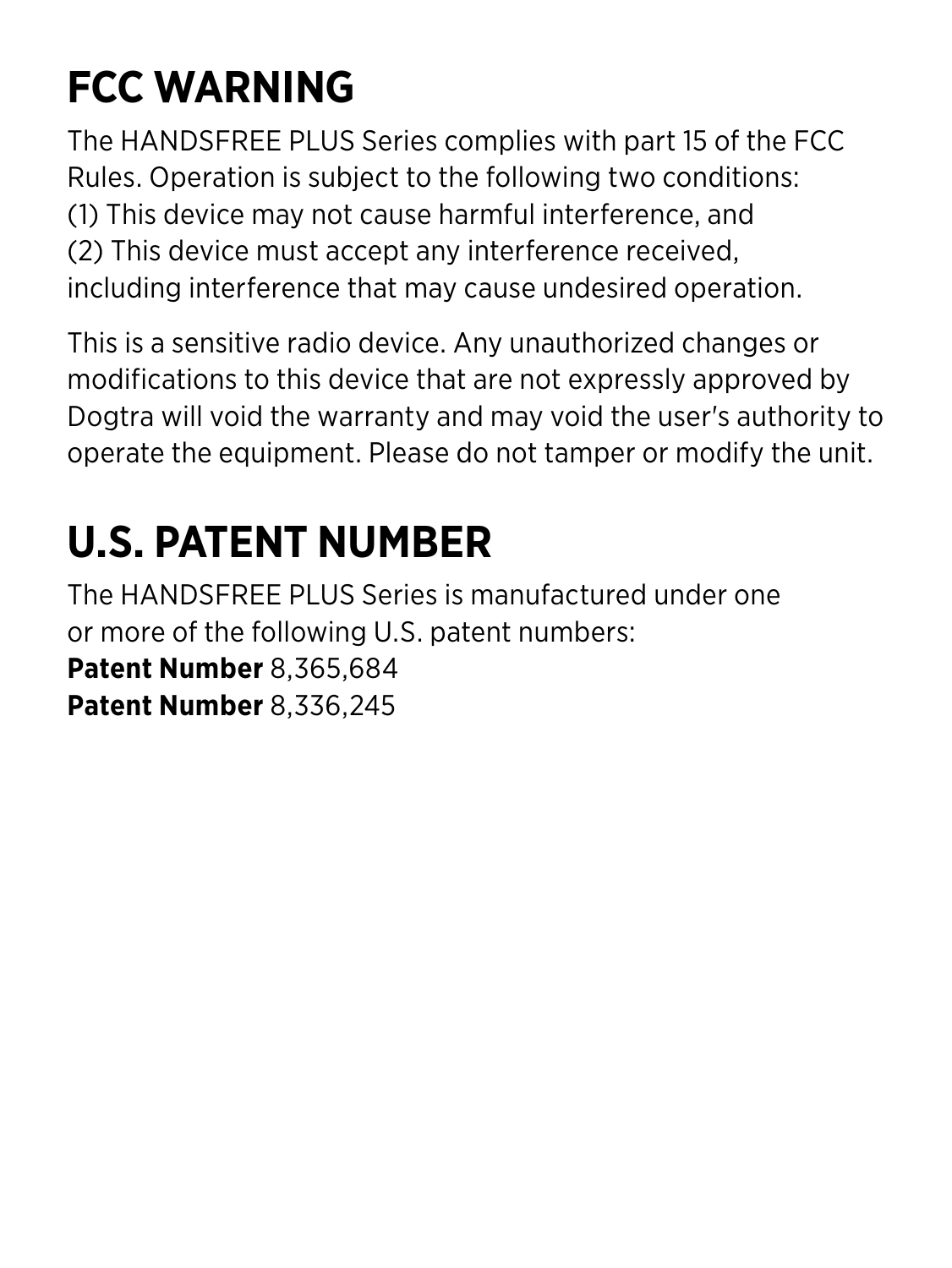# FCC WARNING

The HANDSFREE PLUS Series complies with part 15 of the FCC Rules. Operation is subject to the following two conditions:
(1) This device may not cause harmful interference, and
(2) This device must accept any interference received, including interference that may cause undesired operation.

This is a sensitive radio device. Any unauthorized changes or modifications to this device that are not expressly approved by Dogtra will void the warranty and may void the user's authority to operate the equipment. Please do not tamper or modify the unit.

# U.S. PATENT NUMBER

The HANDSFREE PLUS Series is manufactured under one or more of the following U.S. patent numbers:
**Patent Number** 8,365,684
**Patent Number** 8,336,245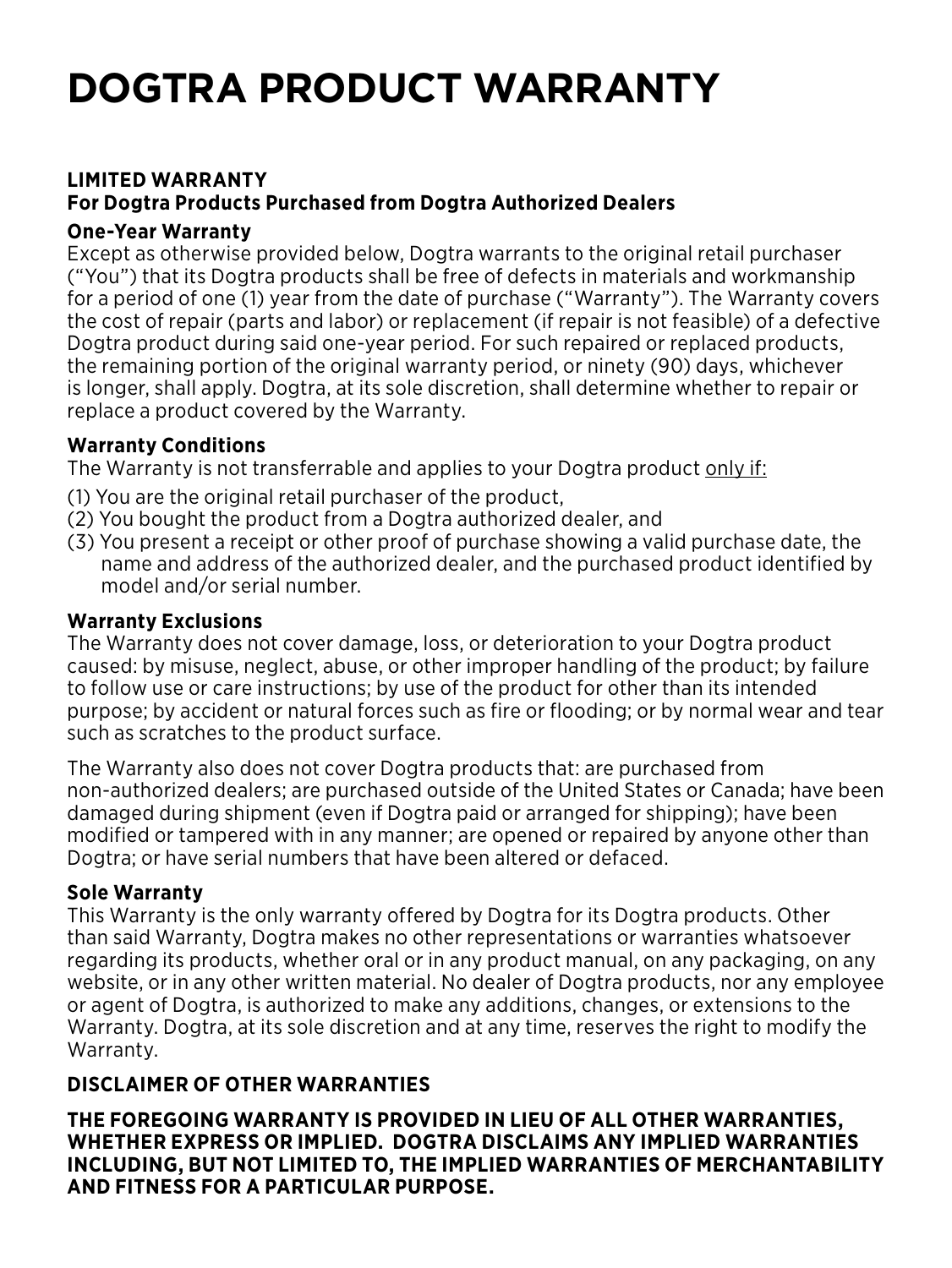# DOGTRA PRODUCT WARRANTY

**LIMITED WARRANTY**
**For Dogtra Products Purchased from Dogtra Authorized Dealers**

### One-Year Warranty

Except as otherwise provided below, Dogtra warrants to the original retail purchaser ("You") that its Dogtra products shall be free of defects in materials and workmanship for a period of one (1) year from the date of purchase ("Warranty"). The Warranty covers the cost of repair (parts and labor) or replacement (if repair is not feasible) of a defective Dogtra product during said one-year period. For such repaired or replaced products, the remaining portion of the original warranty period, or ninety (90) days, whichever is longer, shall apply. Dogtra, at its sole discretion, shall determine whether to repair or replace a product covered by the Warranty.

### Warranty Conditions

The Warranty is not transferrable and applies to your Dogtra product <u>only if:</u>

(1) You are the original retail purchaser of the product,
(2) You bought the product from a Dogtra authorized dealer, and
(3) You present a receipt or other proof of purchase showing a valid purchase date, the name and address of the authorized dealer, and the purchased product identified by model and/or serial number.

### Warranty Exclusions

The Warranty does not cover damage, loss, or deterioration to your Dogtra product caused: by misuse, neglect, abuse, or other improper handling of the product; by failure to follow use or care instructions; by use of the product for other than its intended purpose; by accident or natural forces such as fire or flooding; or by normal wear and tear such as scratches to the product surface.

The Warranty also does not cover Dogtra products that: are purchased from non-authorized dealers; are purchased outside of the United States or Canada; have been damaged during shipment (even if Dogtra paid or arranged for shipping); have been modified or tampered with in any manner; are opened or repaired by anyone other than Dogtra; or have serial numbers that have been altered or defaced.

### Sole Warranty

This Warranty is the only warranty offered by Dogtra for its Dogtra products. Other than said Warranty, Dogtra makes no other representations or warranties whatsoever regarding its products, whether oral or in any product manual, on any packaging, on any website, or in any other written material. No dealer of Dogtra products, nor any employee or agent of Dogtra, is authorized to make any additions, changes, or extensions to the Warranty. Dogtra, at its sole discretion and at any time, reserves the right to modify the Warranty.

### DISCLAIMER OF OTHER WARRANTIES

**THE FOREGOING WARRANTY IS PROVIDED IN LIEU OF ALL OTHER WARRANTIES, WHETHER EXPRESS OR IMPLIED. DOGTRA DISCLAIMS ANY IMPLIED WARRANTIES INCLUDING, BUT NOT LIMITED TO, THE IMPLIED WARRANTIES OF MERCHANTABILITY AND FITNESS FOR A PARTICULAR PURPOSE.**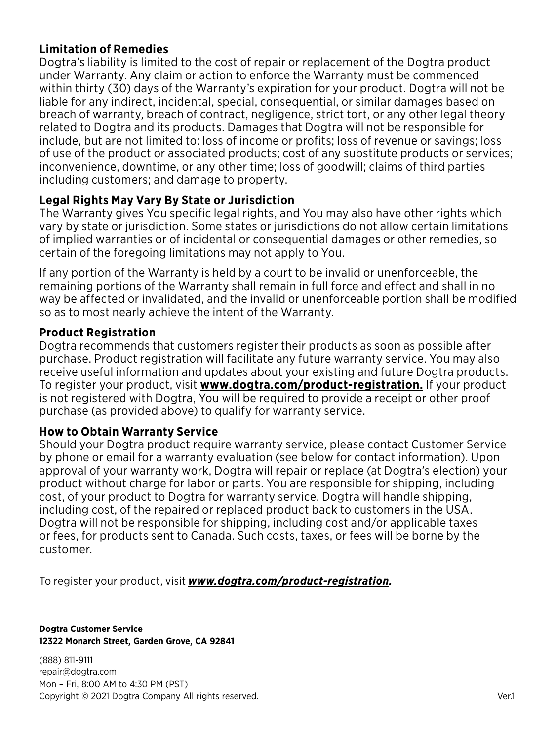## Limitation of Remedies

Dogtra's liability is limited to the cost of repair or replacement of the Dogtra product under Warranty. Any claim or action to enforce the Warranty must be commenced within thirty (30) days of the Warranty's expiration for your product. Dogtra will not be liable for any indirect, incidental, special, consequential, or similar damages based on breach of warranty, breach of contract, negligence, strict tort, or any other legal theory related to Dogtra and its products. Damages that Dogtra will not be responsible for include, but are not limited to: loss of income or profits; loss of revenue or savings; loss of use of the product or associated products; cost of any substitute products or services; inconvenience, downtime, or any other time; loss of goodwill; claims of third parties including customers; and damage to property.

## Legal Rights May Vary By State or Jurisdiction

The Warranty gives You specific legal rights, and You may also have other rights which vary by state or jurisdiction. Some states or jurisdictions do not allow certain limitations of implied warranties or of incidental or consequential damages or other remedies, so certain of the foregoing limitations may not apply to You.

If any portion of the Warranty is held by a court to be invalid or unenforceable, the remaining portions of the Warranty shall remain in full force and effect and shall in no way be affected or invalidated, and the invalid or unenforceable portion shall be modified so as to most nearly achieve the intent of the Warranty.

## Product Registration

Dogtra recommends that customers register their products as soon as possible after purchase. Product registration will facilitate any future warranty service. You may also receive useful information and updates about your existing and future Dogtra products. To register your product, visit **www.dogtra.com/product-registration.** If your product is not registered with Dogtra, You will be required to provide a receipt or other proof purchase (as provided above) to qualify for warranty service.

## How to Obtain Warranty Service

Should your Dogtra product require warranty service, please contact Customer Service by phone or email for a warranty evaluation (see below for contact information). Upon approval of your warranty work, Dogtra will repair or replace (at Dogtra's election) your product without charge for labor or parts. You are responsible for shipping, including cost, of your product to Dogtra for warranty service. Dogtra will handle shipping, including cost, of the repaired or replaced product back to customers in the USA. Dogtra will not be responsible for shipping, including cost and/or applicable taxes or fees, for products sent to Canada. Such costs, taxes, or fees will be borne by the customer.

To register your product, visit ***www.dogtra.com/product-registration.***

**Dogtra Customer Service**
**12322 Monarch Street, Garden Grove, CA 92841**

(888) 811-9111
repair@dogtra.com
Mon – Fri, 8:00 AM to 4:30 PM (PST)
Copyright © 2021 Dogtra Company All rights reserved.

Ver.1